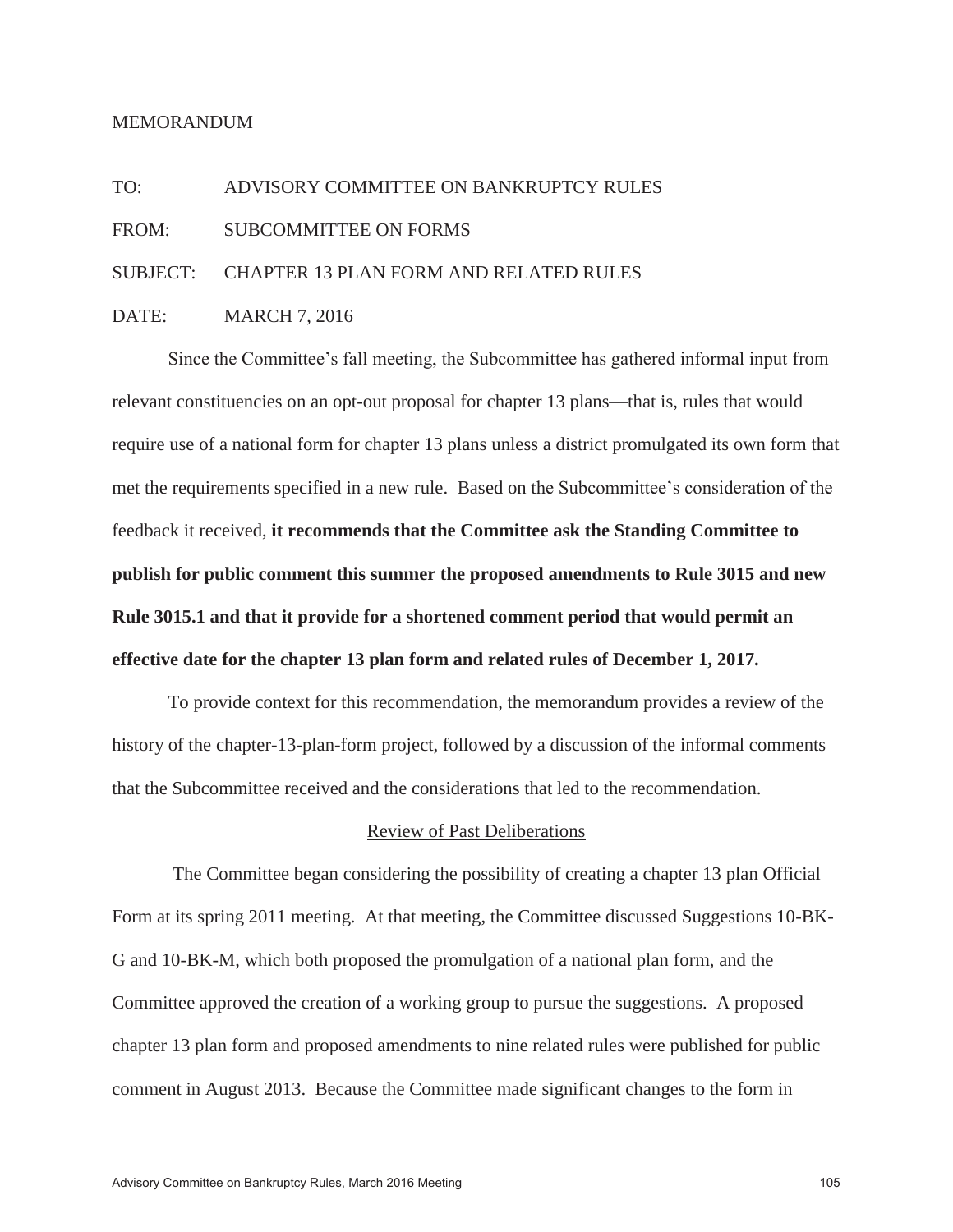MEMORANDUM

TO: ADVISORY COMMITTEE ON BANKRUPTCY RULES

FROM: SUBCOMMITTEE ON FORMS

SUBJECT: CHAPTER 13 PLAN FORM AND RELATED RULES

DATE: MARCH 7, 2016

Since the Committee's fall meeting, the Subcommittee has gathered informal input from relevant constituencies on an opt-out proposal for chapter 13 plans—that is, rules that would require use of a national form for chapter 13 plans unless a district promulgated its own form that met the requirements specified in a new rule. Based on the Subcommittee's consideration of the feedback it received, **it recommends that the Committee ask the Standing Committee to publish for public comment this summer the proposed amendments to Rule 3015 and new Rule 3015.1 and that it provide for a shortened comment period that would permit an effective date for the chapter 13 plan form and related rules of December 1, 2017.**

To provide context for this recommendation, the memorandum provides a review of the history of the chapter-13-plan-form project, followed by a discussion of the informal comments that the Subcommittee received and the considerations that led to the recommendation.

## Review of Past Deliberations

The Committee began considering the possibility of creating a chapter 13 plan Official Form at its spring 2011 meeting. At that meeting, the Committee discussed Suggestions 10-BK-G and 10-BK-M, which both proposed the promulgation of a national plan form, and the Committee approved the creation of a working group to pursue the suggestions. A proposed chapter 13 plan form and proposed amendments to nine related rules were published for public comment in August 2013. Because the Committee made significant changes to the form in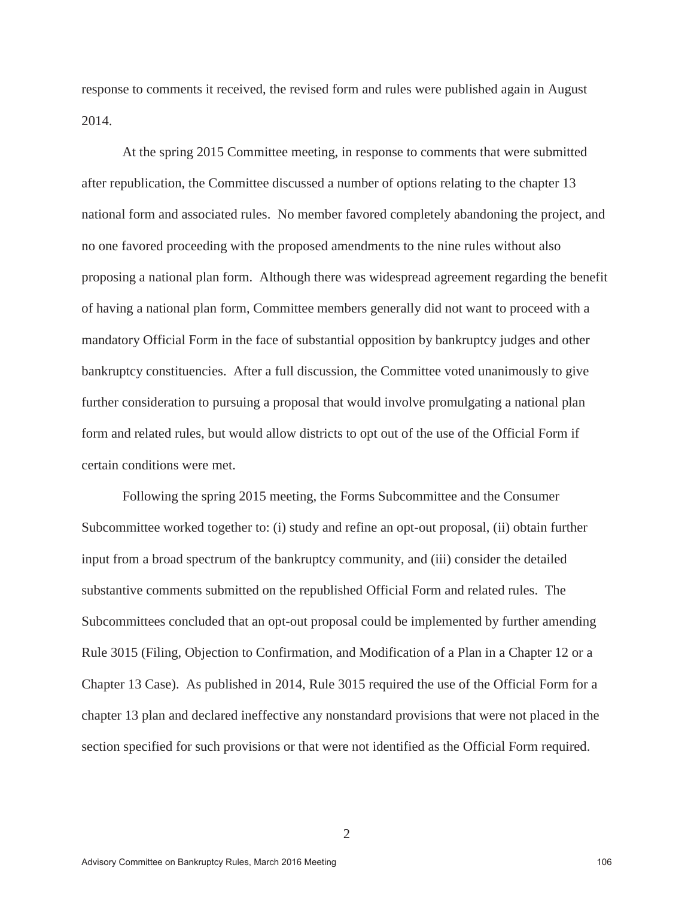response to comments it received, the revised form and rules were published again in August 2014.

At the spring 2015 Committee meeting, in response to comments that were submitted after republication, the Committee discussed a number of options relating to the chapter 13 national form and associated rules. No member favored completely abandoning the project, and no one favored proceeding with the proposed amendments to the nine rules without also proposing a national plan form. Although there was widespread agreement regarding the benefit of having a national plan form, Committee members generally did not want to proceed with a mandatory Official Form in the face of substantial opposition by bankruptcy judges and other bankruptcy constituencies. After a full discussion, the Committee voted unanimously to give further consideration to pursuing a proposal that would involve promulgating a national plan form and related rules, but would allow districts to opt out of the use of the Official Form if certain conditions were met.

Following the spring 2015 meeting, the Forms Subcommittee and the Consumer Subcommittee worked together to: (i) study and refine an opt-out proposal, (ii) obtain further input from a broad spectrum of the bankruptcy community, and (iii) consider the detailed substantive comments submitted on the republished Official Form and related rules. The Subcommittees concluded that an opt-out proposal could be implemented by further amending Rule 3015 (Filing, Objection to Confirmation, and Modification of a Plan in a Chapter 12 or a Chapter 13 Case). As published in 2014, Rule 3015 required the use of the Official Form for a chapter 13 plan and declared ineffective any nonstandard provisions that were not placed in the section specified for such provisions or that were not identified as the Official Form required.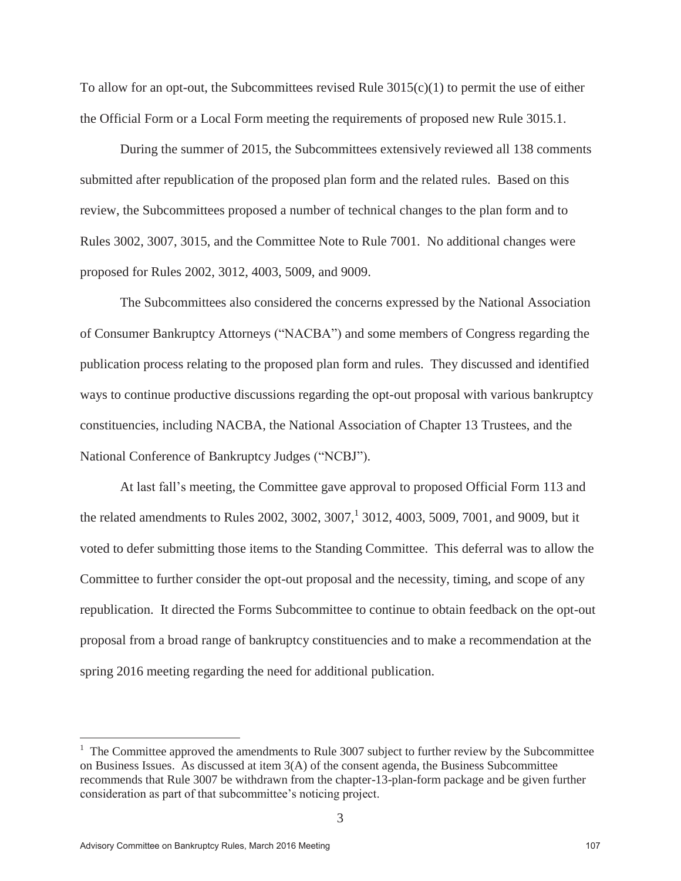To allow for an opt-out, the Subcommittees revised Rule 3015(c)(1) to permit the use of either the Official Form or a Local Form meeting the requirements of proposed new Rule 3015.1.

During the summer of 2015, the Subcommittees extensively reviewed all 138 comments submitted after republication of the proposed plan form and the related rules. Based on this review, the Subcommittees proposed a number of technical changes to the plan form and to Rules 3002, 3007, 3015, and the Committee Note to Rule 7001. No additional changes were proposed for Rules 2002, 3012, 4003, 5009, and 9009.

The Subcommittees also considered the concerns expressed by the National Association of Consumer Bankruptcy Attorneys ("NACBA") and some members of Congress regarding the publication process relating to the proposed plan form and rules. They discussed and identified ways to continue productive discussions regarding the opt-out proposal with various bankruptcy constituencies, including NACBA, the National Association of Chapter 13 Trustees, and the National Conference of Bankruptcy Judges ("NCBJ").

At last fall's meeting, the Committee gave approval to proposed Official Form 113 and the related amendments to Rules 2002, 3002, 3007,[1] 3012, 4003, 5009, 7001, and 9009, but it voted to defer submitting those items to the Standing Committee. This deferral was to allow the Committee to further consider the opt-out proposal and the necessity, timing, and scope of any republication. It directed the Forms Subcommittee to continue to obtain feedback on the opt-out proposal from a broad range of bankruptcy constituencies and to make a recommendation at the spring 2016 meeting regarding the need for additional publication.

---

[1] The Committee approved the amendments to Rule 3007 subject to further review by the Subcommittee on Business Issues. As discussed at item 3(A) of the consent agenda, the Business Subcommittee recommends that Rule 3007 be withdrawn from the chapter-13-plan-form package and be given further consideration as part of that subcommittee's noticing project.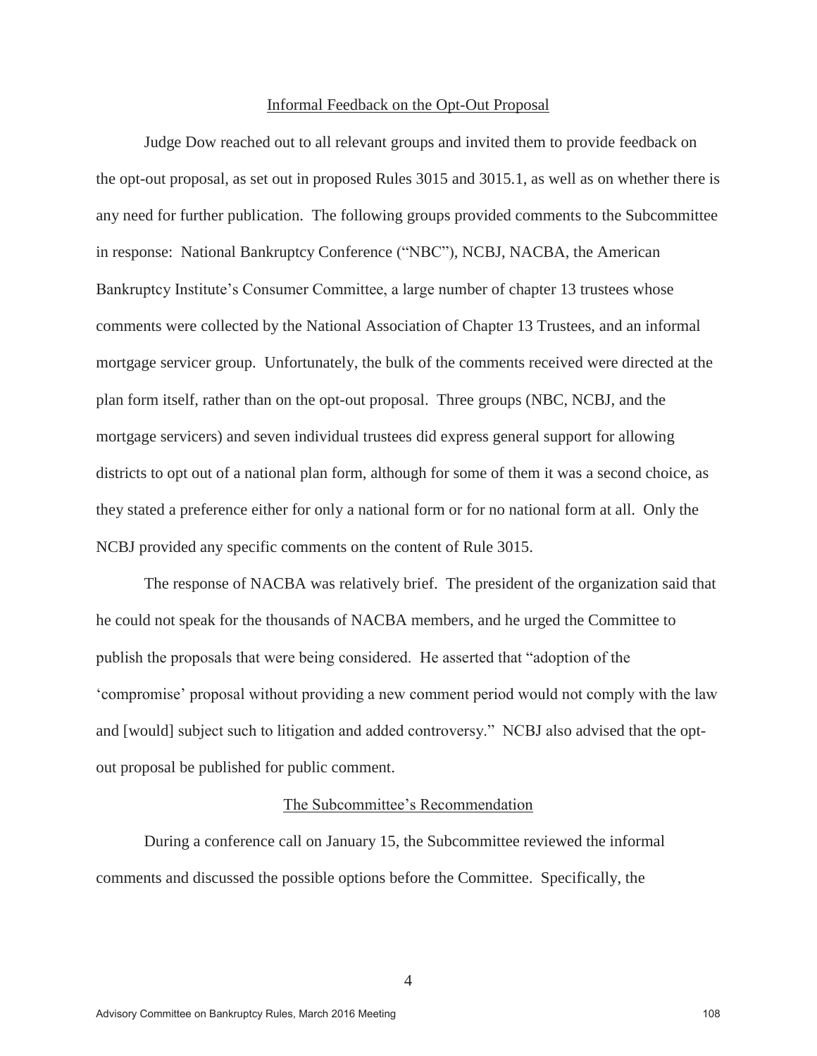## Informal Feedback on the Opt-Out Proposal

Judge Dow reached out to all relevant groups and invited them to provide feedback on the opt-out proposal, as set out in proposed Rules 3015 and 3015.1, as well as on whether there is any need for further publication. The following groups provided comments to the Subcommittee in response: National Bankruptcy Conference ("NBC"), NCBJ, NACBA, the American Bankruptcy Institute's Consumer Committee, a large number of chapter 13 trustees whose comments were collected by the National Association of Chapter 13 Trustees, and an informal mortgage servicer group. Unfortunately, the bulk of the comments received were directed at the plan form itself, rather than on the opt-out proposal. Three groups (NBC, NCBJ, and the mortgage servicers) and seven individual trustees did express general support for allowing districts to opt out of a national plan form, although for some of them it was a second choice, as they stated a preference either for only a national form or for no national form at all. Only the NCBJ provided any specific comments on the content of Rule 3015.

The response of NACBA was relatively brief. The president of the organization said that he could not speak for the thousands of NACBA members, and he urged the Committee to publish the proposals that were being considered. He asserted that "adoption of the 'compromise' proposal without providing a new comment period would not comply with the law and [would] subject such to litigation and added controversy." NCBJ also advised that the opt-out proposal be published for public comment.

## The Subcommittee's Recommendation

During a conference call on January 15, the Subcommittee reviewed the informal comments and discussed the possible options before the Committee. Specifically, the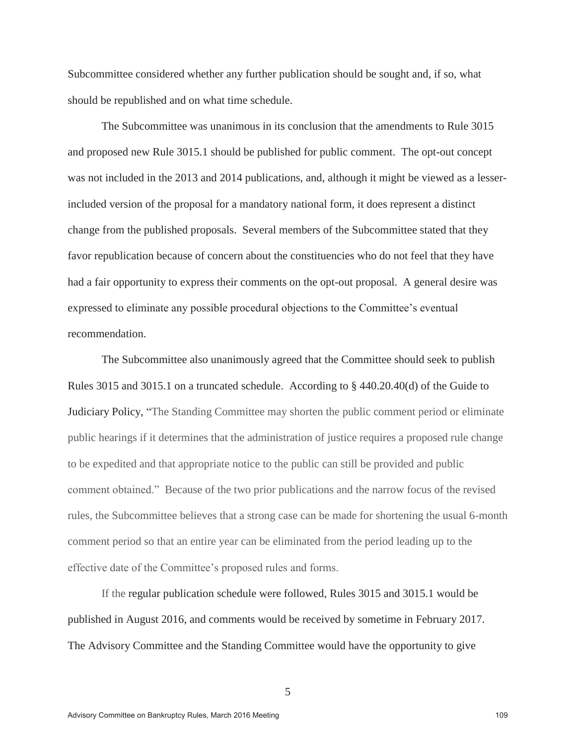Subcommittee considered whether any further publication should be sought and, if so, what should be republished and on what time schedule.

The Subcommittee was unanimous in its conclusion that the amendments to Rule 3015 and proposed new Rule 3015.1 should be published for public comment. The opt-out concept was not included in the 2013 and 2014 publications, and, although it might be viewed as a lesser-included version of the proposal for a mandatory national form, it does represent a distinct change from the published proposals. Several members of the Subcommittee stated that they favor republication because of concern about the constituencies who do not feel that they have had a fair opportunity to express their comments on the opt-out proposal. A general desire was expressed to eliminate any possible procedural objections to the Committee's eventual recommendation.

The Subcommittee also unanimously agreed that the Committee should seek to publish Rules 3015 and 3015.1 on a truncated schedule. According to § 440.20.40(d) of the Guide to Judiciary Policy, "The Standing Committee may shorten the public comment period or eliminate public hearings if it determines that the administration of justice requires a proposed rule change to be expedited and that appropriate notice to the public can still be provided and public comment obtained." Because of the two prior publications and the narrow focus of the revised rules, the Subcommittee believes that a strong case can be made for shortening the usual 6-month comment period so that an entire year can be eliminated from the period leading up to the effective date of the Committee's proposed rules and forms.

If the regular publication schedule were followed, Rules 3015 and 3015.1 would be published in August 2016, and comments would be received by sometime in February 2017. The Advisory Committee and the Standing Committee would have the opportunity to give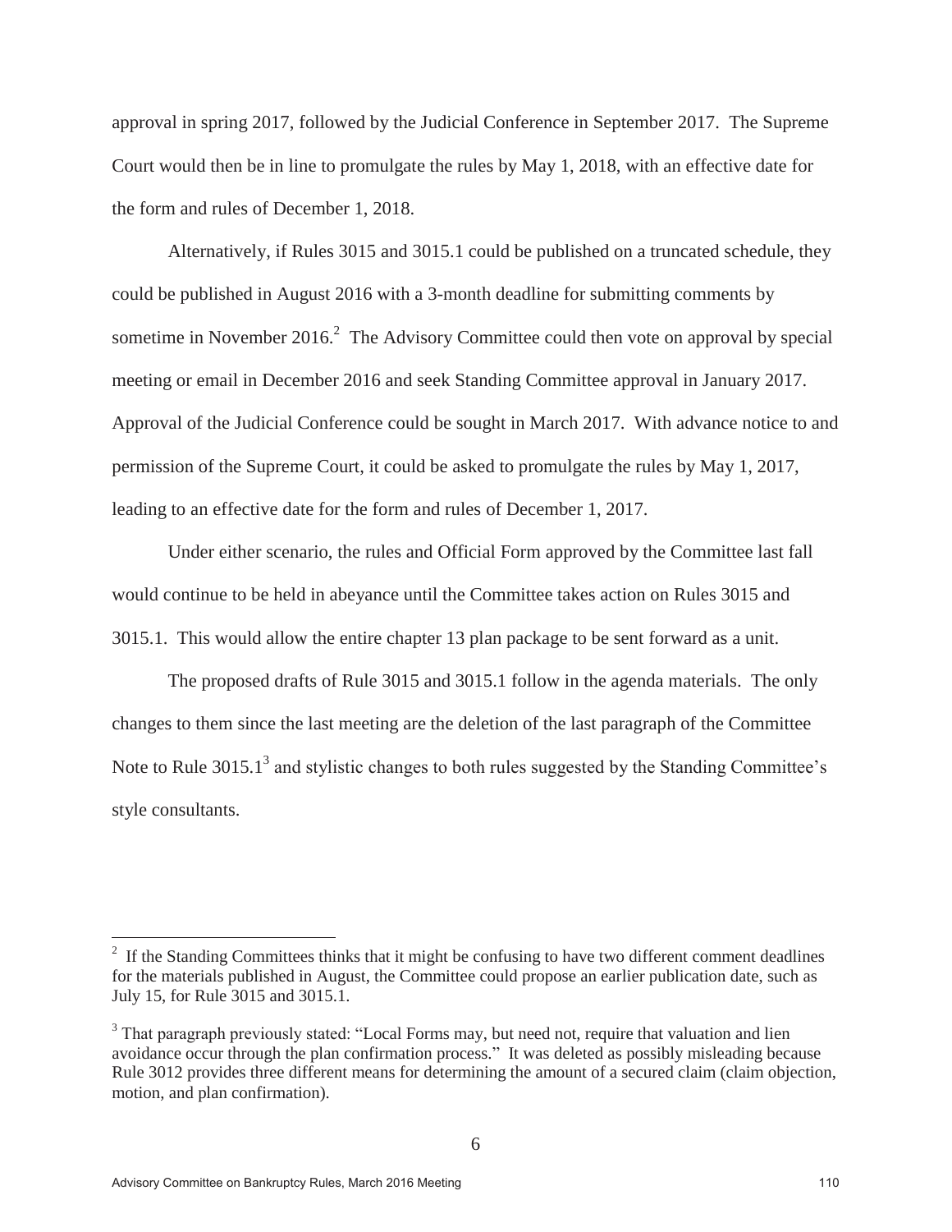approval in spring 2017, followed by the Judicial Conference in September 2017. The Supreme Court would then be in line to promulgate the rules by May 1, 2018, with an effective date for the form and rules of December 1, 2018.

Alternatively, if Rules 3015 and 3015.1 could be published on a truncated schedule, they could be published in August 2016 with a 3-month deadline for submitting comments by sometime in November 2016.[2] The Advisory Committee could then vote on approval by special meeting or email in December 2016 and seek Standing Committee approval in January 2017. Approval of the Judicial Conference could be sought in March 2017. With advance notice to and permission of the Supreme Court, it could be asked to promulgate the rules by May 1, 2017, leading to an effective date for the form and rules of December 1, 2017.

Under either scenario, the rules and Official Form approved by the Committee last fall would continue to be held in abeyance until the Committee takes action on Rules 3015 and 3015.1. This would allow the entire chapter 13 plan package to be sent forward as a unit.

The proposed drafts of Rule 3015 and 3015.1 follow in the agenda materials. The only changes to them since the last meeting are the deletion of the last paragraph of the Committee Note to Rule 3015.1[3] and stylistic changes to both rules suggested by the Standing Committee's style consultants.

---

[2] If the Standing Committees thinks that it might be confusing to have two different comment deadlines for the materials published in August, the Committee could propose an earlier publication date, such as July 15, for Rule 3015 and 3015.1.

[3] That paragraph previously stated: "Local Forms may, but need not, require that valuation and lien avoidance occur through the plan confirmation process." It was deleted as possibly misleading because Rule 3012 provides three different means for determining the amount of a secured claim (claim objection, motion, and plan confirmation).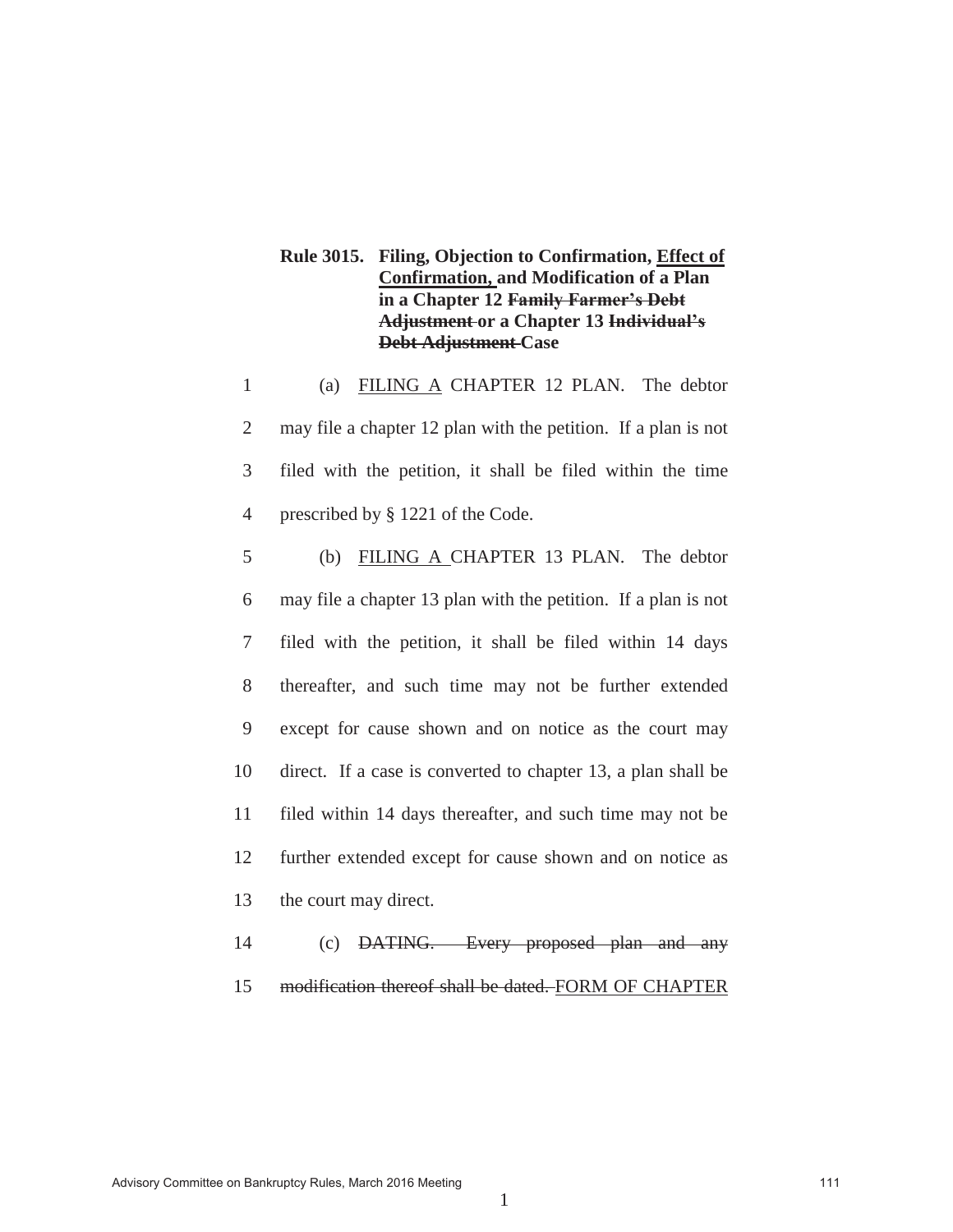**Rule 3015. Filing, Objection to Confirmation, <u>Effect of Confirmation,</u> and Modification of a Plan in a Chapter 12 ~~Family Farmer's Debt Adjustment~~ or a Chapter 13 ~~Individual's Debt Adjustment~~ Case**

1 (a) <u>FILING A</u> CHAPTER 12 PLAN. The debtor
2 may file a chapter 12 plan with the petition. If a plan is not
3 filed with the petition, it shall be filed within the time
4 prescribed by § 1221 of the Code.

5 (b) <u>FILING A</u> CHAPTER 13 PLAN. The debtor
6 may file a chapter 13 plan with the petition. If a plan is not
7 filed with the petition, it shall be filed within 14 days
8 thereafter, and such time may not be further extended
9 except for cause shown and on notice as the court may
10 direct. If a case is converted to chapter 13, a plan shall be
11 filed within 14 days thereafter, and such time may not be
12 further extended except for cause shown and on notice as
13 the court may direct.

14 (c) ~~DATING. Every proposed plan and any~~
15 ~~modification thereof shall be dated.~~ <u>FORM OF CHAPTER</u>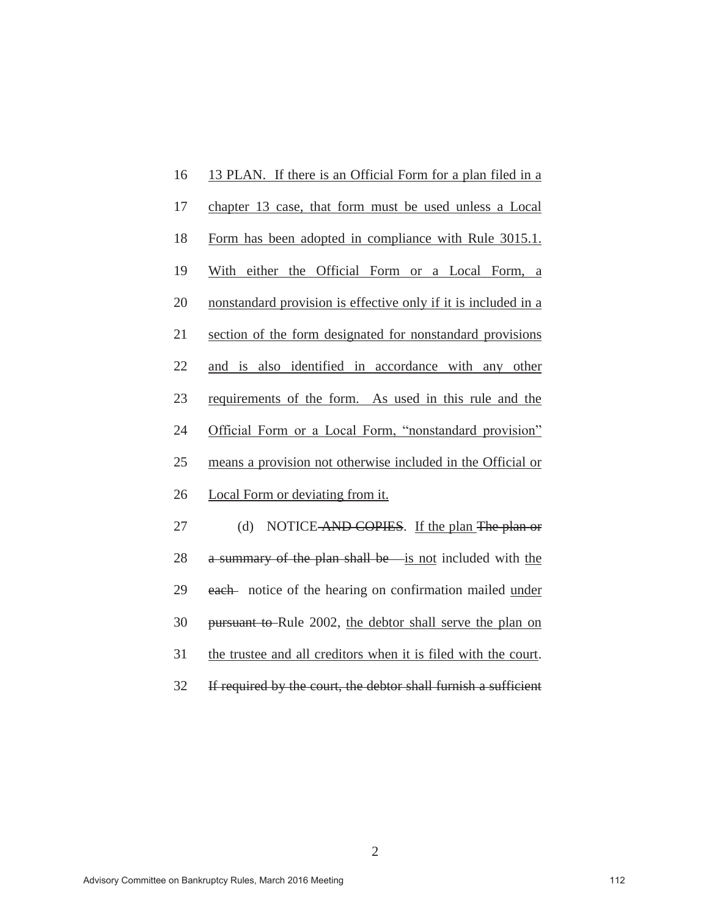16 <u>13 PLAN. If there is an Official Form for a plan filed in a</u>

17 <u>chapter 13 case, that form must be used unless a Local</u>

18 <u>Form has been adopted in compliance with Rule 3015.1.</u>

19 <u>With either the Official Form or a Local Form, a</u>

20 <u>nonstandard provision is effective only if it is included in a</u>

21 <u>section of the form designated for nonstandard provisions</u>

22 <u>and is also identified in accordance with any other</u>

23 <u>requirements of the form. As used in this rule and the</u>

24 <u>Official Form or a Local Form, "nonstandard provision"</u>

25 <u>means a provision not otherwise included in the Official or</u>

26 <u>Local Form or deviating from it.</u>

27 (d) NOTICE ~~AND COPIES~~. <u>If the plan</u> ~~The plan or~~

28 ~~a summary of the plan shall be~~ <u>is not</u> included with <u>the</u>

29 ~~each~~ notice of the hearing on confirmation mailed <u>under</u>

30 ~~pursuant to~~ Rule 2002, <u>the debtor shall serve the plan on</u>

31 <u>the trustee and all creditors when it is filed with the court</u>.

32 ~~If required by the court, the debtor shall furnish a sufficient~~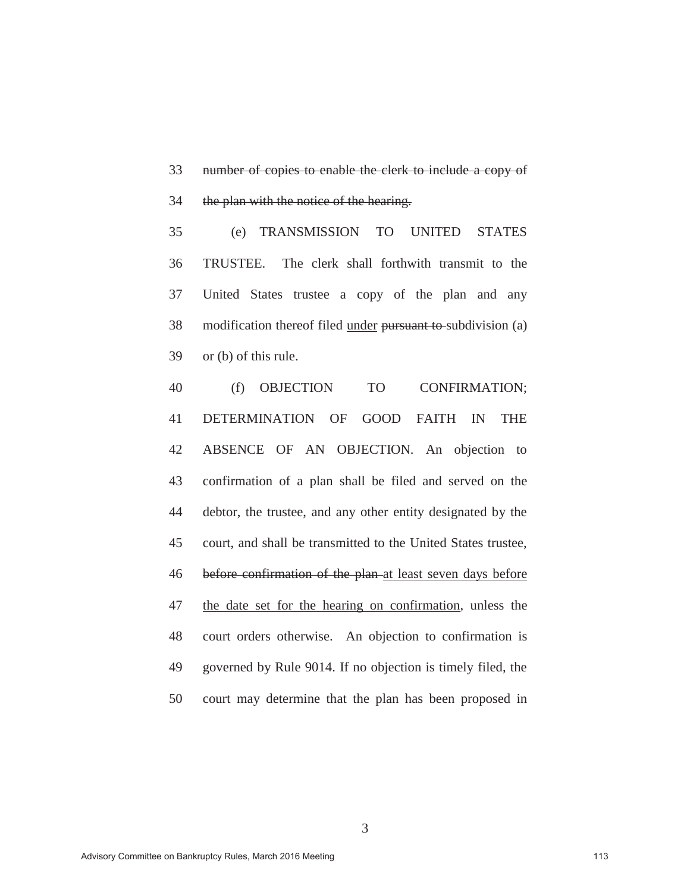33 ~~number of copies to enable the clerk to include a copy of~~

34 ~~the plan with the notice of the hearing.~~

35 (e) TRANSMISSION TO UNITED STATES

36 TRUSTEE. The clerk shall forthwith transmit to the

37 United States trustee a copy of the plan and any

38 modification thereof filed <u>under</u> ~~pursuant to~~ subdivision (a)

39 or (b) of this rule.

40 (f) OBJECTION TO CONFIRMATION;

41 DETERMINATION OF GOOD FAITH IN THE

42 ABSENCE OF AN OBJECTION. An objection to

43 confirmation of a plan shall be filed and served on the

44 debtor, the trustee, and any other entity designated by the

45 court, and shall be transmitted to the United States trustee,

46 ~~before confirmation of the plan~~ <u>at least seven days before</u>

47 <u>the date set for the hearing on confirmation</u>, unless the

48 court orders otherwise. An objection to confirmation is

49 governed by Rule 9014. If no objection is timely filed, the

50 court may determine that the plan has been proposed in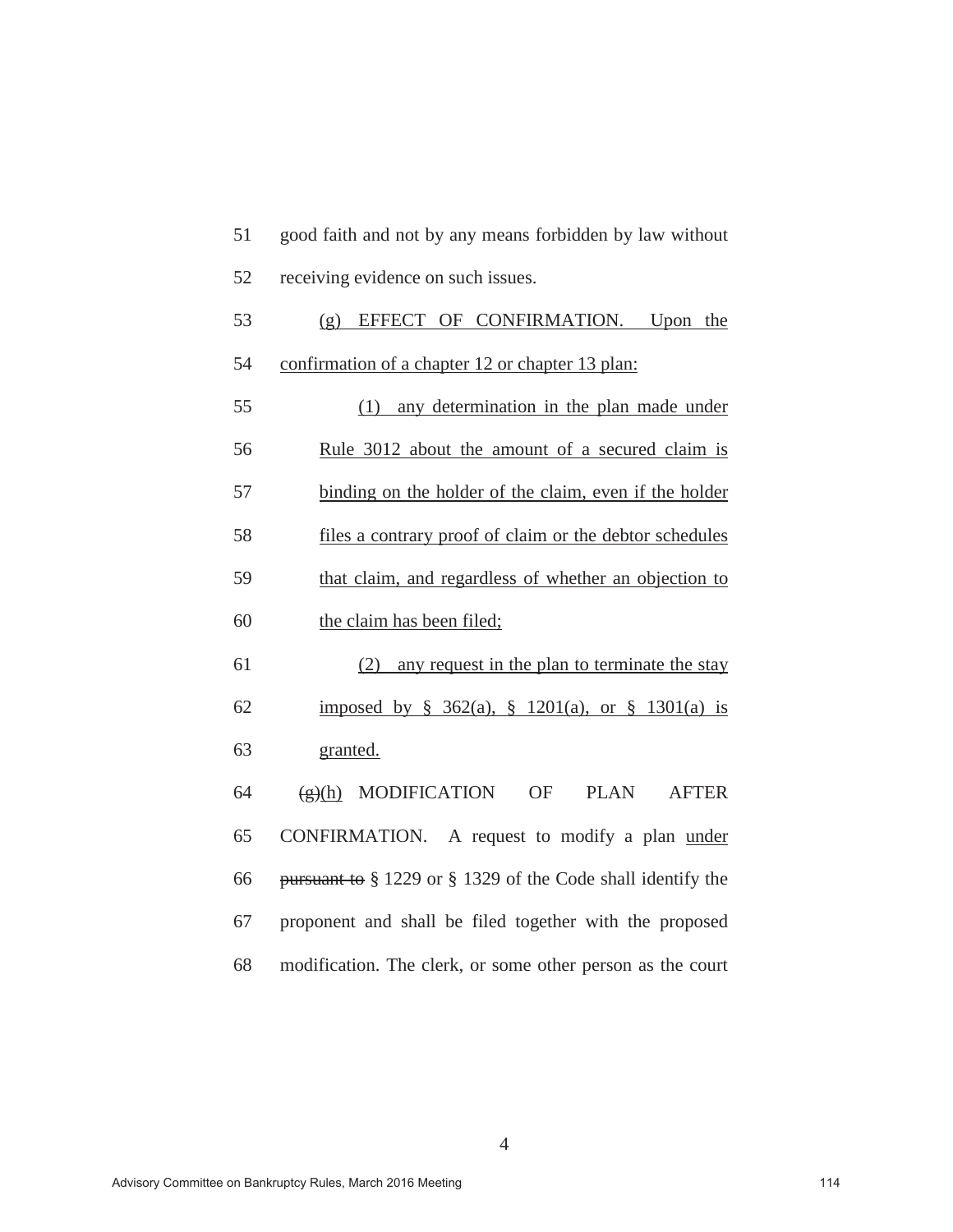51 good faith and not by any means forbidden by law without

52 receiving evidence on such issues.

53 <u>(g) EFFECT OF CONFIRMATION. Upon the</u>

54 <u>confirmation of a chapter 12 or chapter 13 plan:</u>

55 <u>(1) any determination in the plan made under</u>

56 <u>Rule 3012 about the amount of a secured claim is</u>

57 <u>binding on the holder of the claim, even if the holder</u>

58 <u>files a contrary proof of claim or the debtor schedules</u>

59 <u>that claim, and regardless of whether an objection to</u>

60 <u>the claim has been filed;</u>

61 <u>(2) any request in the plan to terminate the stay</u>

62 <u>imposed by § 362(a), § 1201(a), or § 1301(a) is</u>

63 <u>granted.</u>

64 ~~(g)~~<u>(h)</u> MODIFICATION OF PLAN AFTER

65 CONFIRMATION. A request to modify a plan <u>under</u>

66 ~~pursuant to~~ § 1229 or § 1329 of the Code shall identify the

67 proponent and shall be filed together with the proposed

68 modification. The clerk, or some other person as the court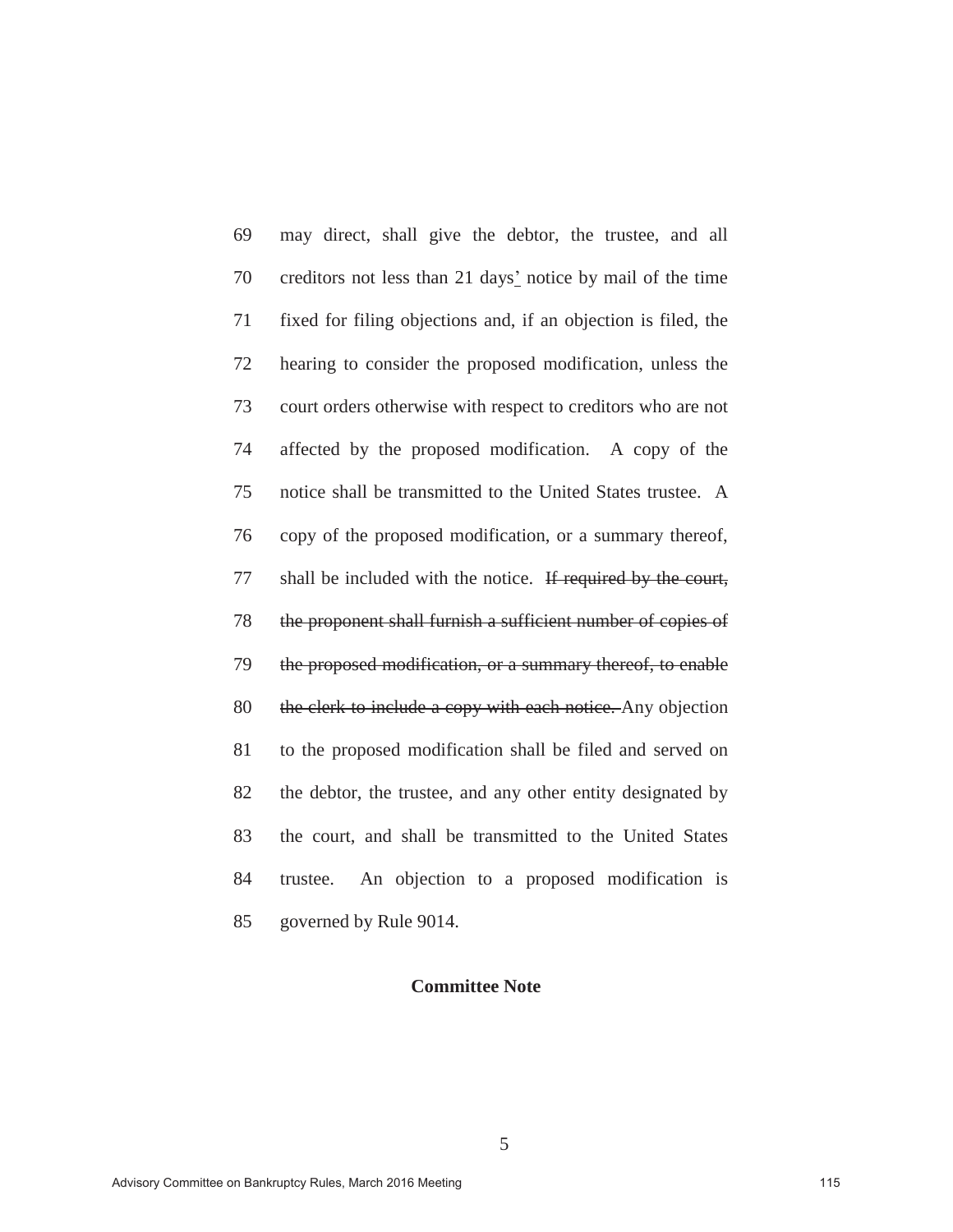69 may direct, shall give the debtor, the trustee, and all
70 creditors not less than 21 days' notice by mail of the time
71 fixed for filing objections and, if an objection is filed, the
72 hearing to consider the proposed modification, unless the
73 court orders otherwise with respect to creditors who are not
74 affected by the proposed modification. A copy of the
75 notice shall be transmitted to the United States trustee. A
76 copy of the proposed modification, or a summary thereof,
77 shall be included with the notice. ~~If required by the court,~~
78 ~~the proponent shall furnish a sufficient number of copies of~~
79 ~~the proposed modification, or a summary thereof, to enable~~
80 ~~the clerk to include a copy with each notice.~~ Any objection
81 to the proposed modification shall be filed and served on
82 the debtor, the trustee, and any other entity designated by
83 the court, and shall be transmitted to the United States
84 trustee. An objection to a proposed modification is
85 governed by Rule 9014.

**Committee Note**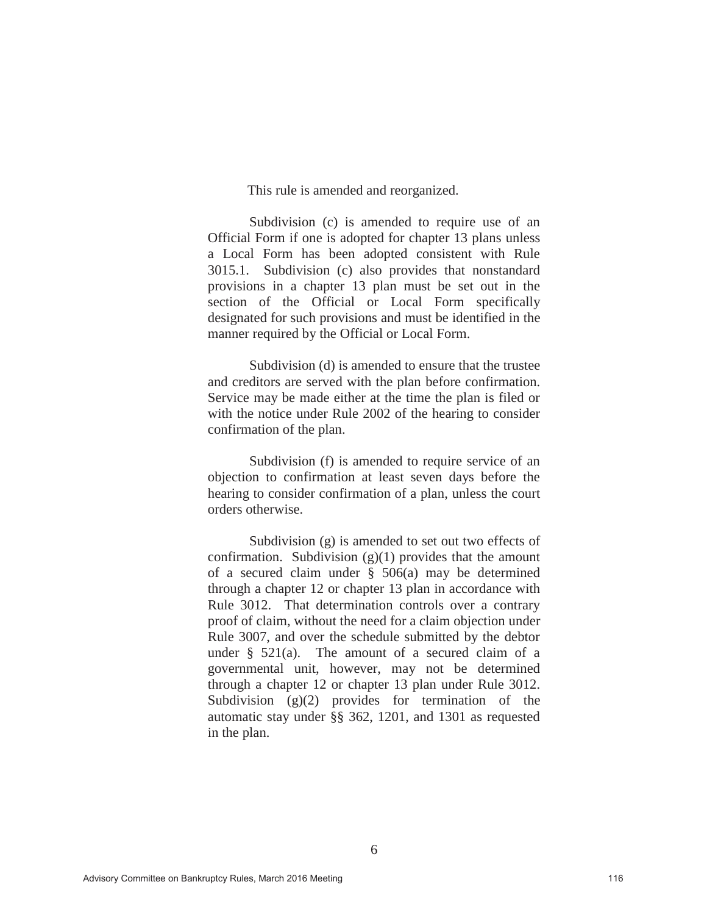This rule is amended and reorganized.

Subdivision (c) is amended to require use of an Official Form if one is adopted for chapter 13 plans unless a Local Form has been adopted consistent with Rule 3015.1. Subdivision (c) also provides that nonstandard provisions in a chapter 13 plan must be set out in the section of the Official or Local Form specifically designated for such provisions and must be identified in the manner required by the Official or Local Form.

Subdivision (d) is amended to ensure that the trustee and creditors are served with the plan before confirmation. Service may be made either at the time the plan is filed or with the notice under Rule 2002 of the hearing to consider confirmation of the plan.

Subdivision (f) is amended to require service of an objection to confirmation at least seven days before the hearing to consider confirmation of a plan, unless the court orders otherwise.

Subdivision (g) is amended to set out two effects of confirmation. Subdivision (g)(1) provides that the amount of a secured claim under § 506(a) may be determined through a chapter 12 or chapter 13 plan in accordance with Rule 3012. That determination controls over a contrary proof of claim, without the need for a claim objection under Rule 3007, and over the schedule submitted by the debtor under § 521(a). The amount of a secured claim of a governmental unit, however, may not be determined through a chapter 12 or chapter 13 plan under Rule 3012. Subdivision (g)(2) provides for termination of the automatic stay under §§ 362, 1201, and 1301 as requested in the plan.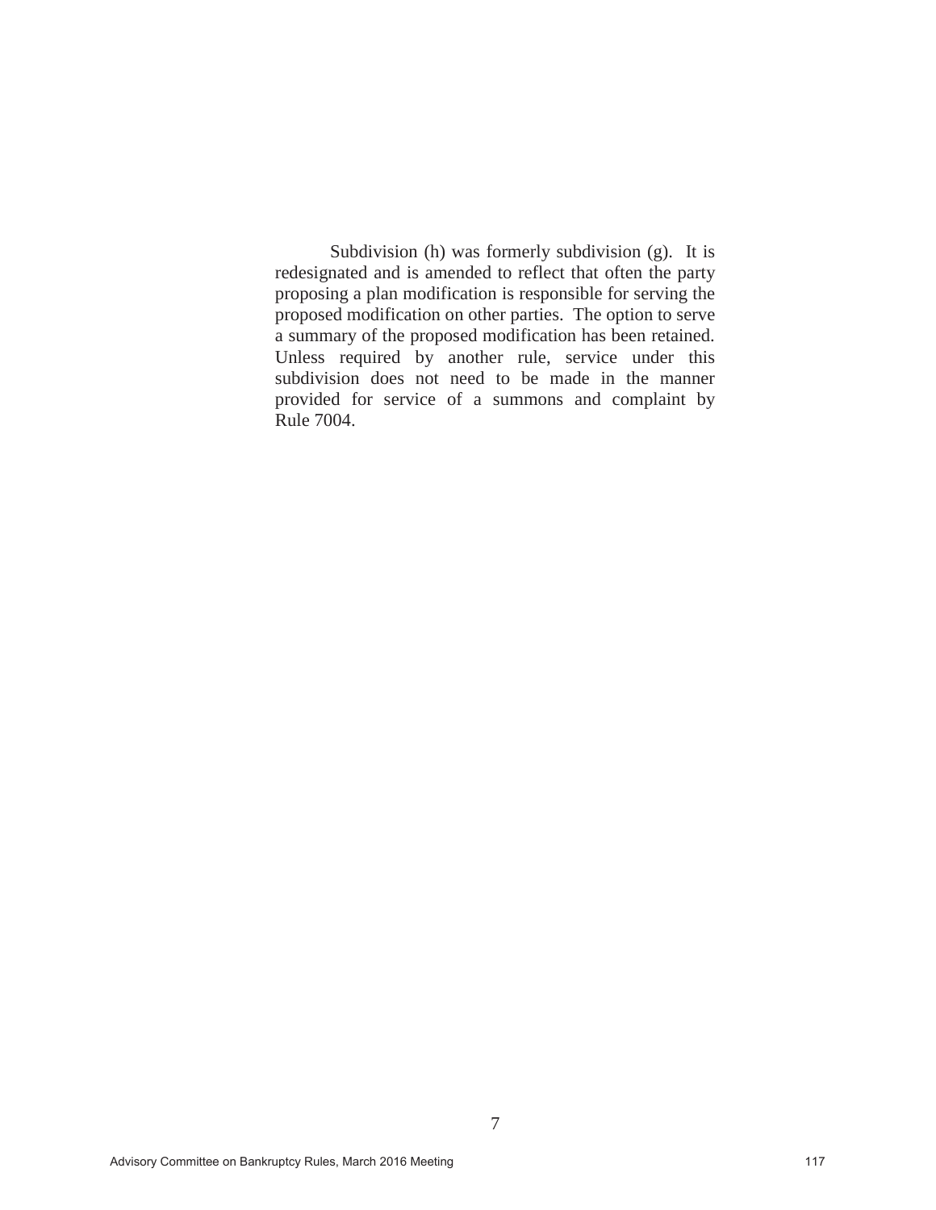Subdivision (h) was formerly subdivision (g). It is redesignated and is amended to reflect that often the party proposing a plan modification is responsible for serving the proposed modification on other parties. The option to serve a summary of the proposed modification has been retained. Unless required by another rule, service under this subdivision does not need to be made in the manner provided for service of a summons and complaint by Rule 7004.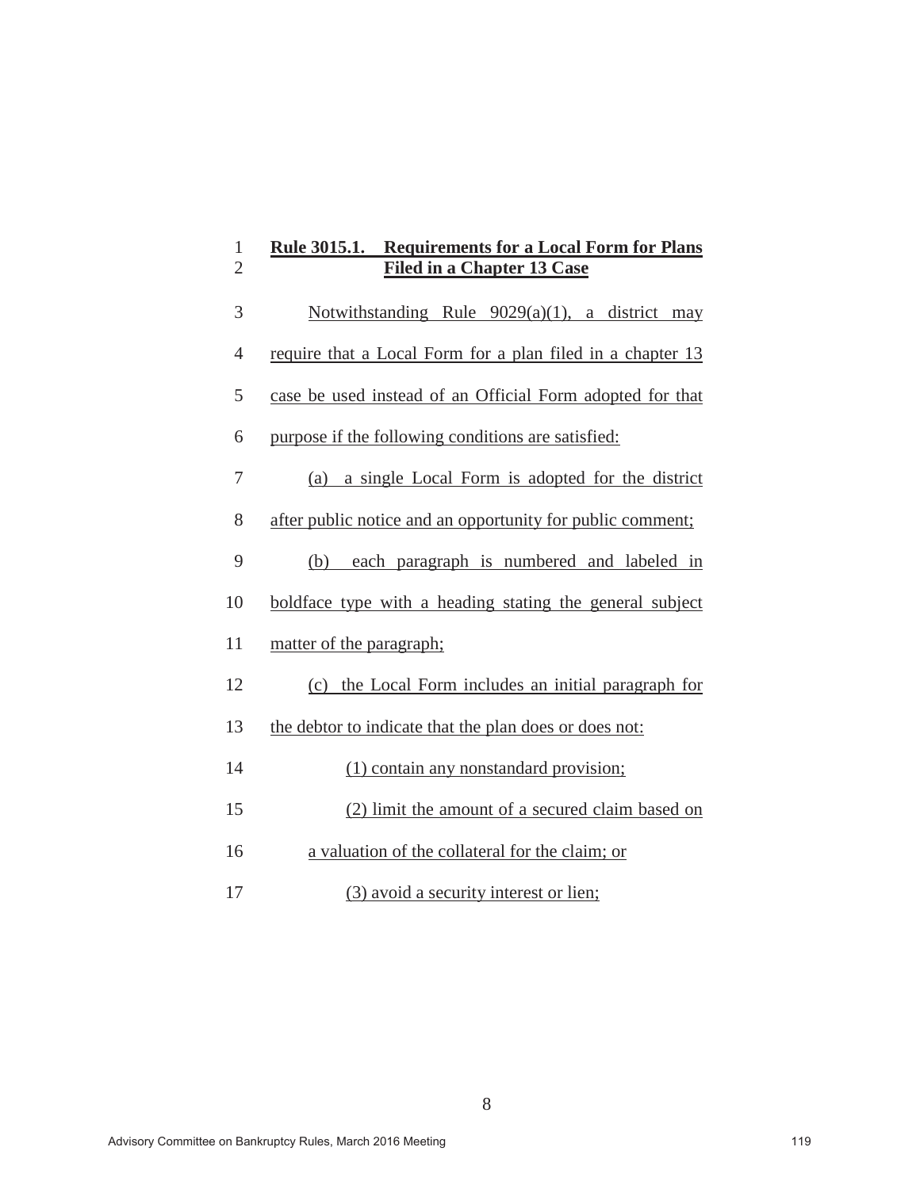**Rule 3015.1. Requirements for a Local Form for Plans Filed in a Chapter 13 Case**

Notwithstanding Rule 9029(a)(1), a district may require that a Local Form for a plan filed in a chapter 13 case be used instead of an Official Form adopted for that purpose if the following conditions are satisfied:

(a) a single Local Form is adopted for the district after public notice and an opportunity for public comment;

(b) each paragraph is numbered and labeled in boldface type with a heading stating the general subject matter of the paragraph;

(c) the Local Form includes an initial paragraph for the debtor to indicate that the plan does or does not:

(1) contain any nonstandard provision;

(2) limit the amount of a secured claim based on a valuation of the collateral for the claim; or

(3) avoid a security interest or lien;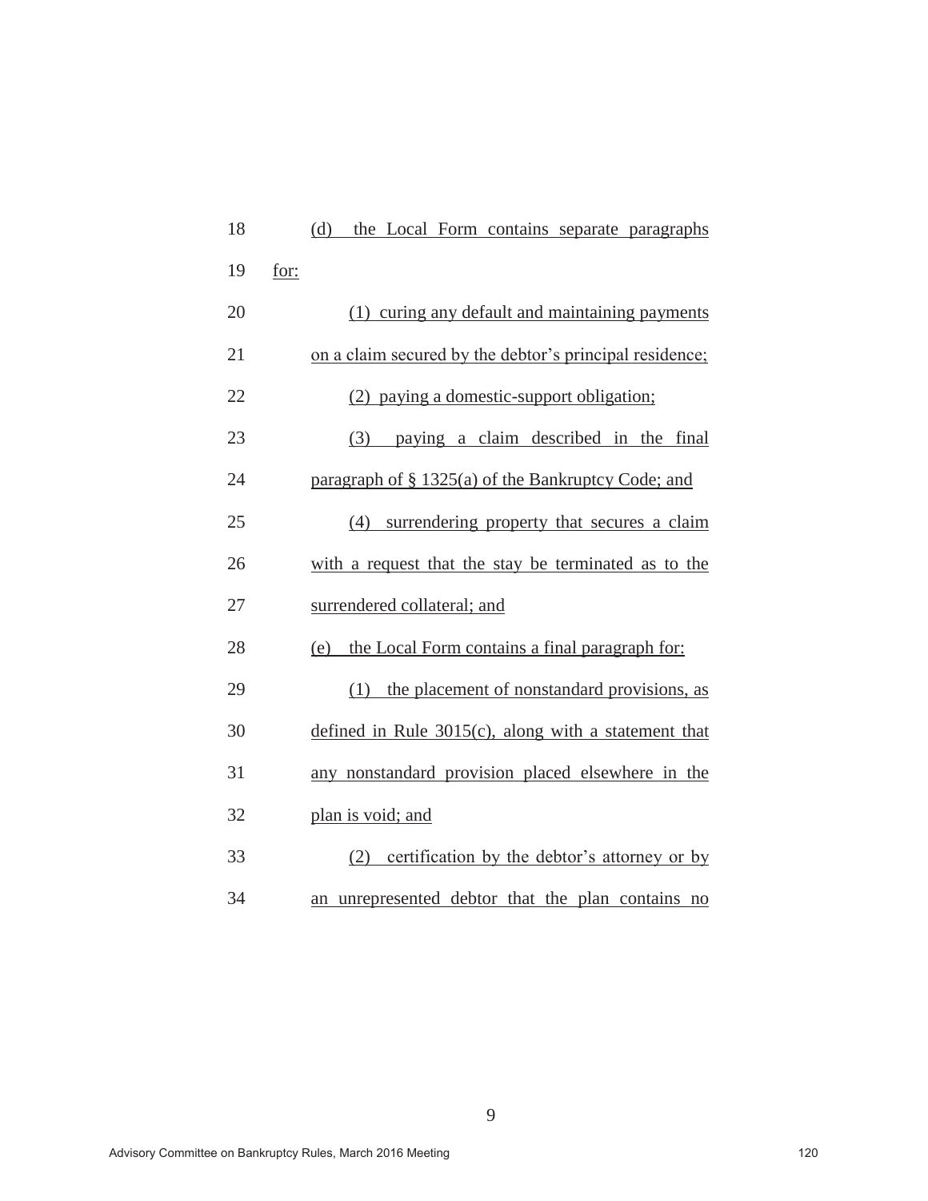18 (d) the Local Form contains separate paragraphs
19 for:
20 (1) curing any default and maintaining payments
21 on a claim secured by the debtor's principal residence;
22 (2) paying a domestic-support obligation;
23 (3) paying a claim described in the final
24 paragraph of § 1325(a) of the Bankruptcy Code; and
25 (4) surrendering property that secures a claim
26 with a request that the stay be terminated as to the
27 surrendered collateral; and
28 (e) the Local Form contains a final paragraph for:
29 (1) the placement of nonstandard provisions, as
30 defined in Rule 3015(c), along with a statement that
31 any nonstandard provision placed elsewhere in the
32 plan is void; and
33 (2) certification by the debtor's attorney or by
34 an unrepresented debtor that the plan contains no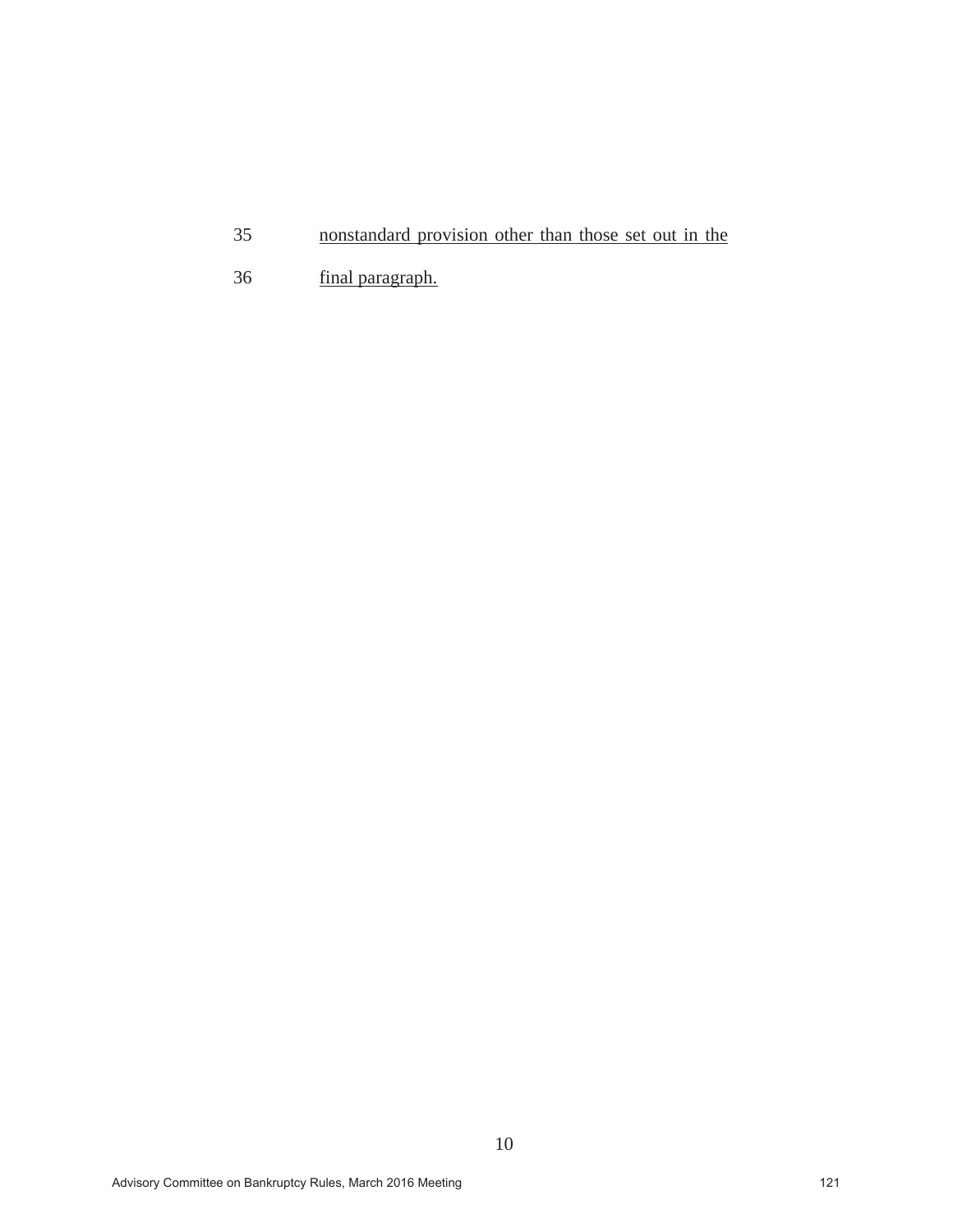35 <u>nonstandard provision other than those set out in the</u>

36 <u>final paragraph.</u>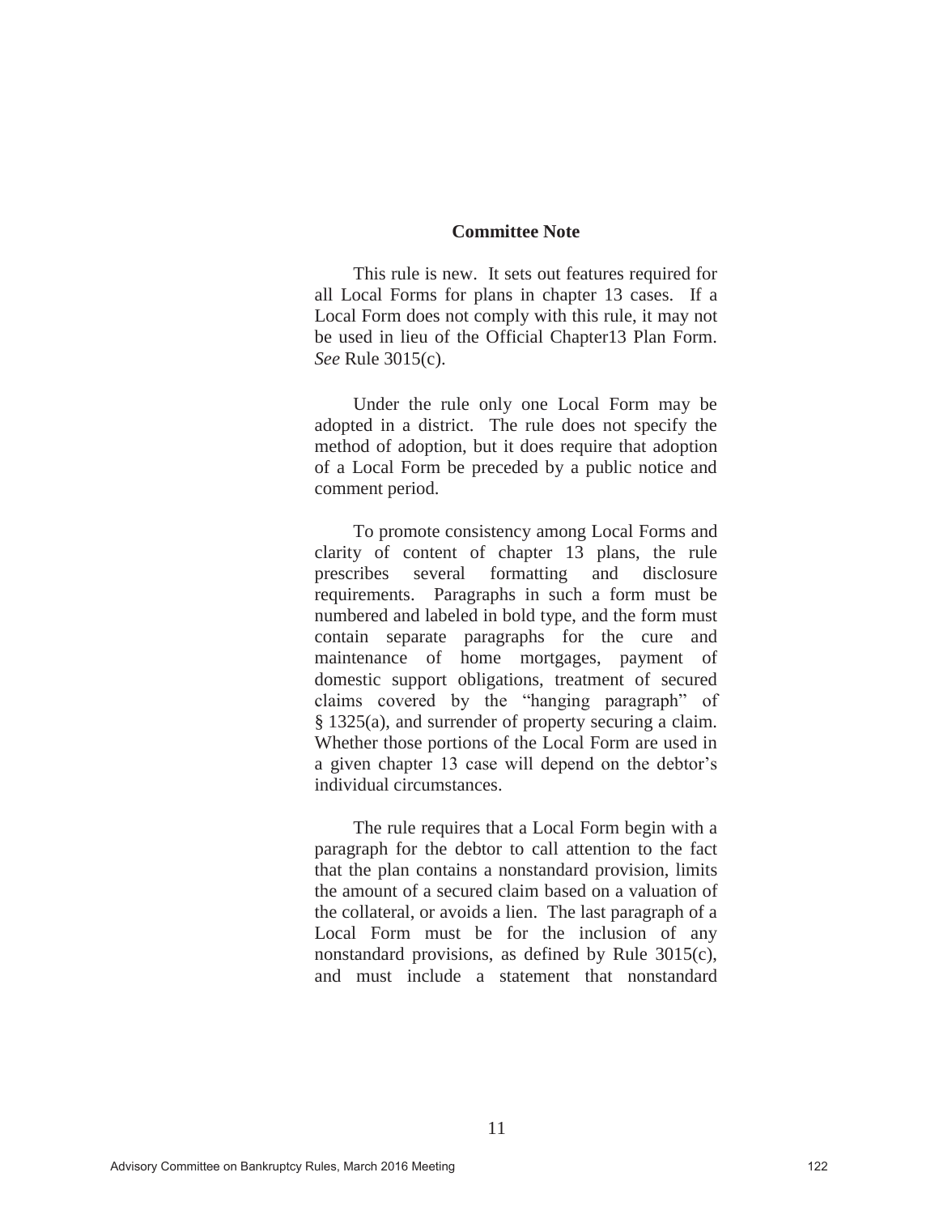## Committee Note

This rule is new. It sets out features required for all Local Forms for plans in chapter 13 cases. If a Local Form does not comply with this rule, it may not be used in lieu of the Official Chapter13 Plan Form. *See* Rule 3015(c).

Under the rule only one Local Form may be adopted in a district. The rule does not specify the method of adoption, but it does require that adoption of a Local Form be preceded by a public notice and comment period.

To promote consistency among Local Forms and clarity of content of chapter 13 plans, the rule prescribes several formatting and disclosure requirements. Paragraphs in such a form must be numbered and labeled in bold type, and the form must contain separate paragraphs for the cure and maintenance of home mortgages, payment of domestic support obligations, treatment of secured claims covered by the "hanging paragraph" of § 1325(a), and surrender of property securing a claim. Whether those portions of the Local Form are used in a given chapter 13 case will depend on the debtor's individual circumstances.

The rule requires that a Local Form begin with a paragraph for the debtor to call attention to the fact that the plan contains a nonstandard provision, limits the amount of a secured claim based on a valuation of the collateral, or avoids a lien. The last paragraph of a Local Form must be for the inclusion of any nonstandard provisions, as defined by Rule 3015(c), and must include a statement that nonstandard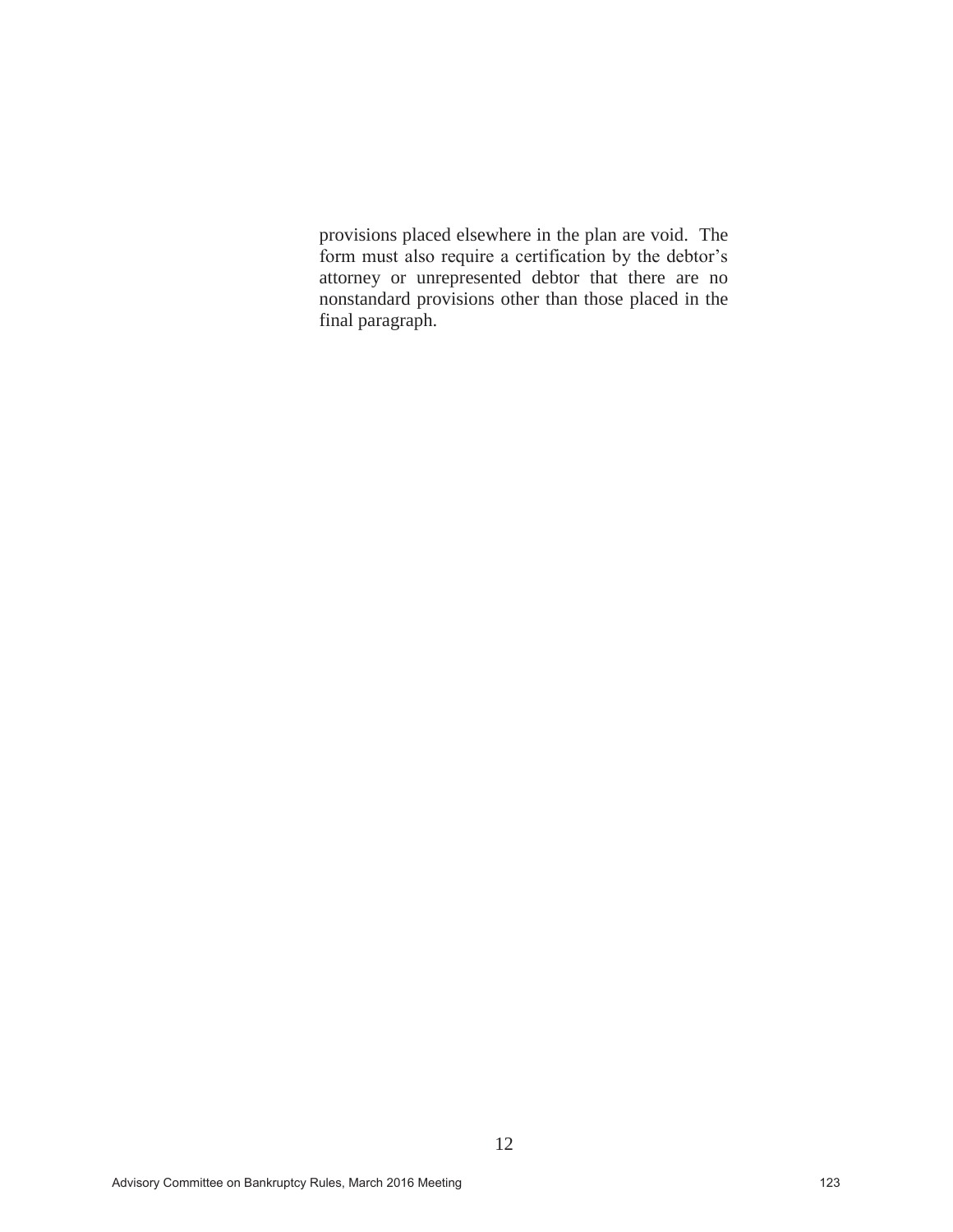provisions placed elsewhere in the plan are void. The form must also require a certification by the debtor's attorney or unrepresented debtor that there are no nonstandard provisions other than those placed in the final paragraph.